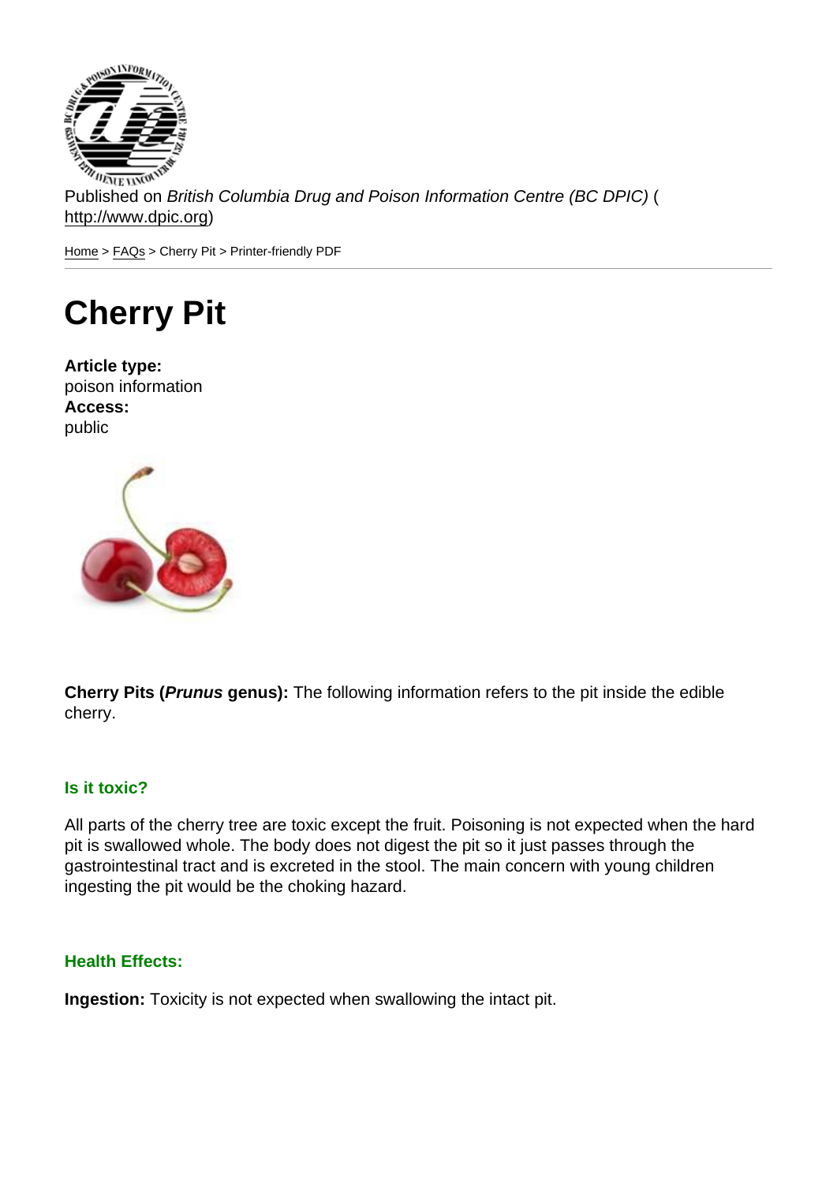Published on *British Columbia Drug and Poison Information Centre (BC DPIC)* (http://www.dpic.org)

Home > FAQs > Cherry Pit > Printer-friendly PDF

# Cherry Pit

**Article type:**
poison information
**Access:**
public

**Cherry Pits (*Prunus* genus):** The following information refers to the pit inside the edible cherry.

### Is it toxic?

All parts of the cherry tree are toxic except the fruit. Poisoning is not expected when the hard pit is swallowed whole. The body does not digest the pit so it just passes through the gastrointestinal tract and is excreted in the stool. The main concern with young children ingesting the pit would be the choking hazard.

### Health Effects:

**Ingestion:** Toxicity is not expected when swallowing the intact pit.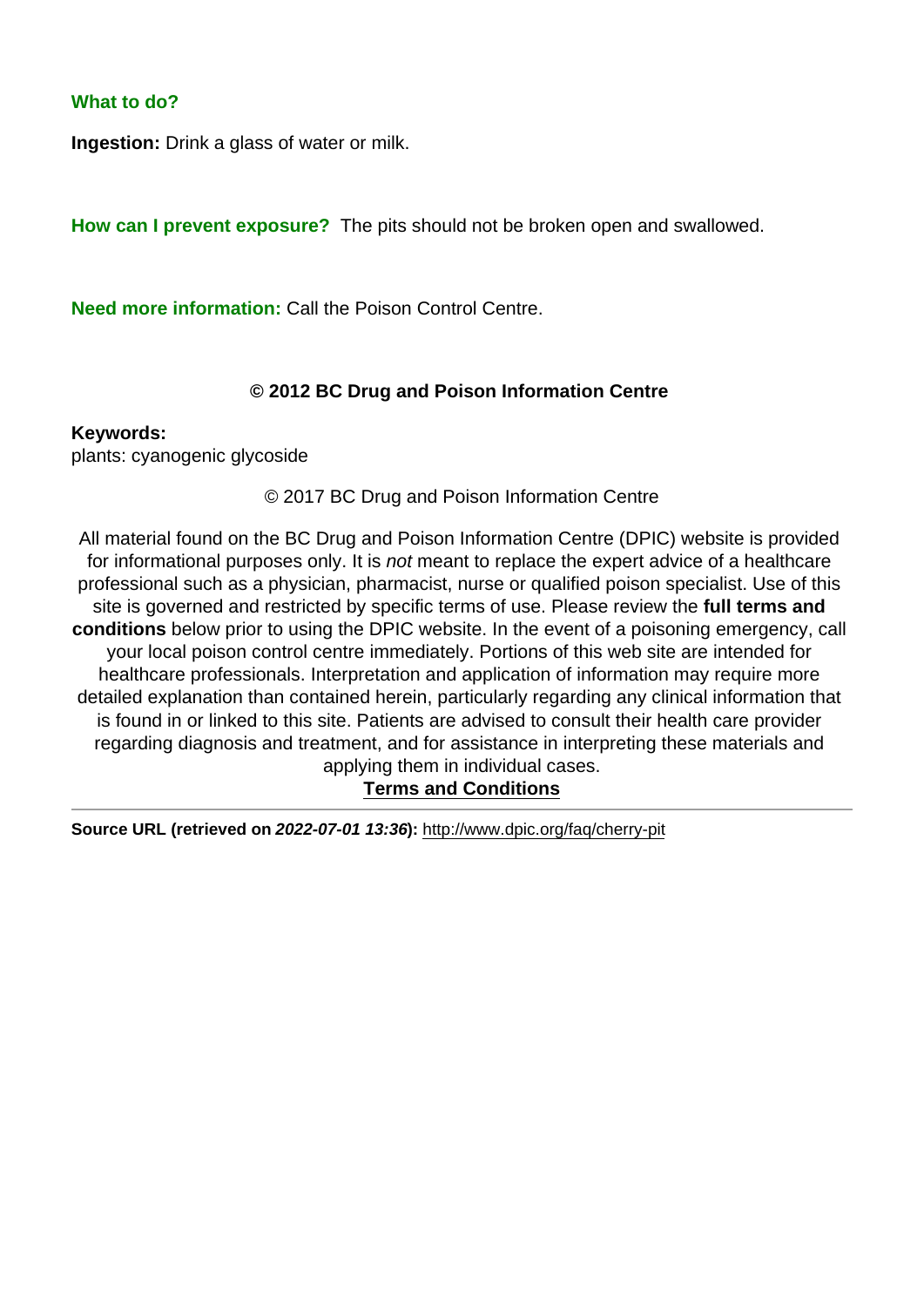**What to do?**

**Ingestion:** Drink a glass of water or milk.

**How can I prevent exposure?** The pits should not be broken open and swallowed.

**Need more information:** Call the Poison Control Centre.

**© 2012 BC Drug and Poison Information Centre**

**Keywords:**
plants: cyanogenic glycoside

© 2017 BC Drug and Poison Information Centre

All material found on the BC Drug and Poison Information Centre (DPIC) website is provided for informational purposes only. It is *not* meant to replace the expert advice of a healthcare professional such as a physician, pharmacist, nurse or qualified poison specialist. Use of this site is governed and restricted by specific terms of use. Please review the **full terms and conditions** below prior to using the DPIC website. In the event of a poisoning emergency, call your local poison control centre immediately. Portions of this web site are intended for healthcare professionals. Interpretation and application of information may require more detailed explanation than contained herein, particularly regarding any clinical information that is found in or linked to this site. Patients are advised to consult their health care provider regarding diagnosis and treatment, and for assistance in interpreting these materials and applying them in individual cases.

**Terms and Conditions**

---

**Source URL (retrieved on *2022-07-01 13:36*):** http://www.dpic.org/faq/cherry-pit